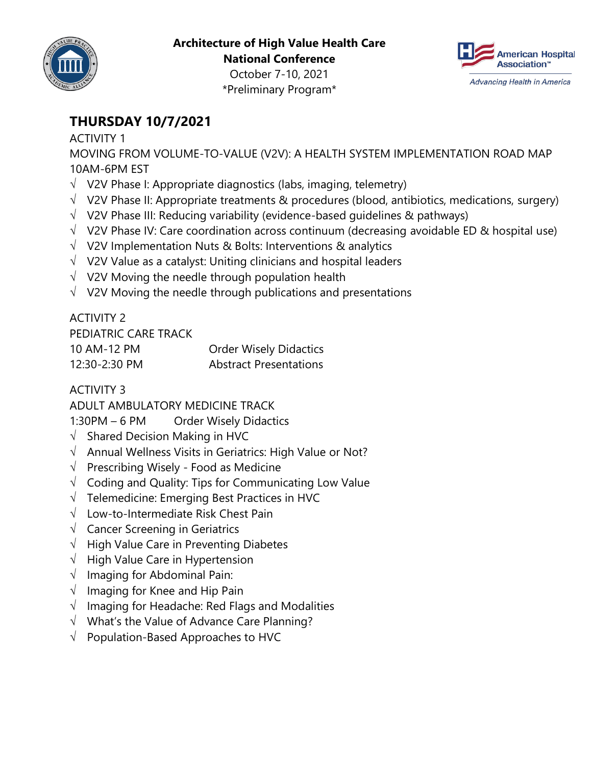**Architecture of High Value Health Care**
**National Conference**
October 7-10, 2021
*Preliminary Program*

American Hospital Association™
*Advancing Health in America*

## THURSDAY 10/7/2021

ACTIVITY 1
MOVING FROM VOLUME-TO-VALUE (V2V): A HEALTH SYSTEM IMPLEMENTATION ROAD MAP
10AM-6PM EST

- √ V2V Phase I: Appropriate diagnostics (labs, imaging, telemetry)
- √ V2V Phase II: Appropriate treatments & procedures (blood, antibiotics, medications, surgery)
- √ V2V Phase III: Reducing variability (evidence-based guidelines & pathways)
- √ V2V Phase IV: Care coordination across continuum (decreasing avoidable ED & hospital use)
- √ V2V Implementation Nuts & Bolts: Interventions & analytics
- √ V2V Value as a catalyst: Uniting clinicians and hospital leaders
- √ V2V Moving the needle through population health
- √ V2V Moving the needle through publications and presentations

ACTIVITY 2
PEDIATRIC CARE TRACK

| | |
|---|---|
| 10 AM-12 PM | Order Wisely Didactics |
| 12:30-2:30 PM | Abstract Presentations |

ACTIVITY 3
ADULT AMBULATORY MEDICINE TRACK
1:30PM – 6 PM Order Wisely Didactics

- √ Shared Decision Making in HVC
- √ Annual Wellness Visits in Geriatrics: High Value or Not?
- √ Prescribing Wisely - Food as Medicine
- √ Coding and Quality: Tips for Communicating Low Value
- √ Telemedicine: Emerging Best Practices in HVC
- √ Low-to-Intermediate Risk Chest Pain
- √ Cancer Screening in Geriatrics
- √ High Value Care in Preventing Diabetes
- √ High Value Care in Hypertension
- √ Imaging for Abdominal Pain:
- √ Imaging for Knee and Hip Pain
- √ Imaging for Headache: Red Flags and Modalities
- √ What's the Value of Advance Care Planning?
- √ Population-Based Approaches to HVC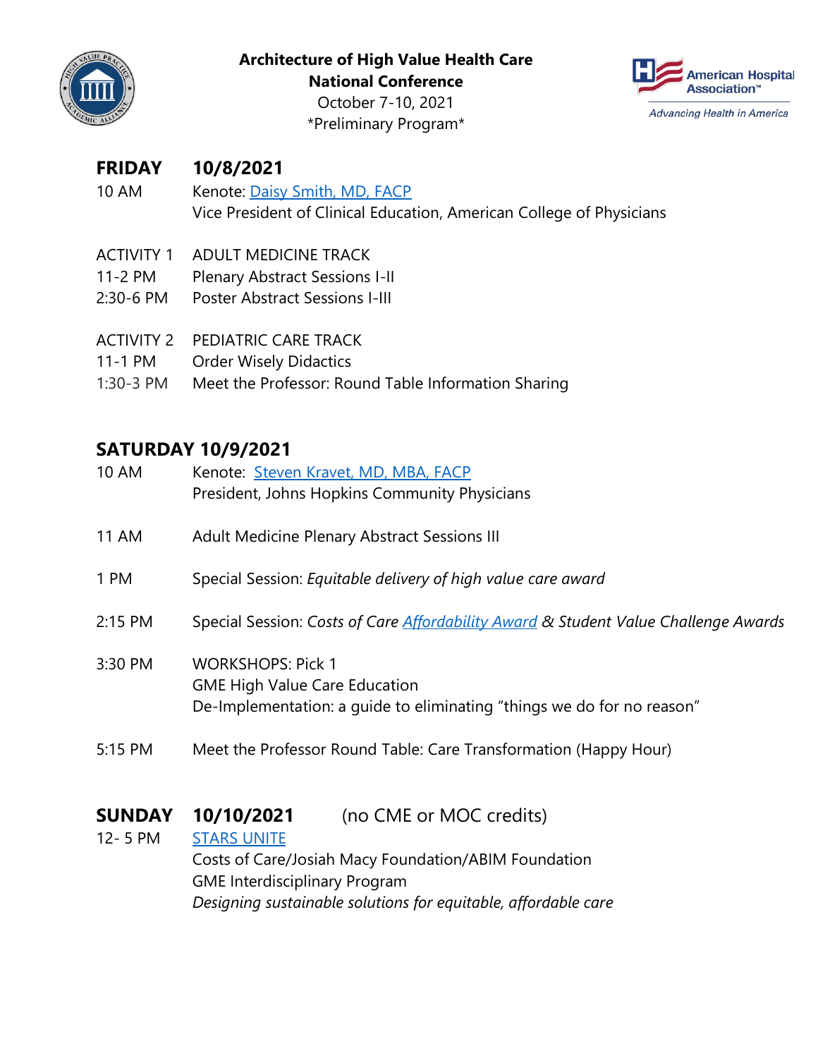**Architecture of High Value Health Care**
**National Conference**
October 7-10, 2021
*Preliminary Program*

## FRIDAY 10/8/2021

10 AM — Kenote: [Daisy Smith, MD, FACP]
Vice President of Clinical Education, American College of Physicians

ACTIVITY 1 — ADULT MEDICINE TRACK
11-2 PM — Plenary Abstract Sessions I-II
2:30-6 PM — Poster Abstract Sessions I-III

ACTIVITY 2 — PEDIATRIC CARE TRACK
11-1 PM — Order Wisely Didactics
1:30-3 PM — Meet the Professor: Round Table Information Sharing

## SATURDAY 10/9/2021

10 AM — Kenote: [Steven Kravet, MD, MBA, FACP]
President, Johns Hopkins Community Physicians

11 AM — Adult Medicine Plenary Abstract Sessions III

1 PM — Special Session: *Equitable delivery of high value care award*

2:15 PM — Special Session: *Costs of Care [Affordability Award] & Student Value Challenge Awards*

3:30 PM — WORKSHOPS: Pick 1
GME High Value Care Education
De-Implementation: a guide to eliminating "things we do for no reason"

5:15 PM — Meet the Professor Round Table: Care Transformation (Happy Hour)

## SUNDAY 10/10/2021 (no CME or MOC credits)

12- 5 PM — [STARS UNITE]
Costs of Care/Josiah Macy Foundation/ABIM Foundation
GME Interdisciplinary Program
*Designing sustainable solutions for equitable, affordable care*